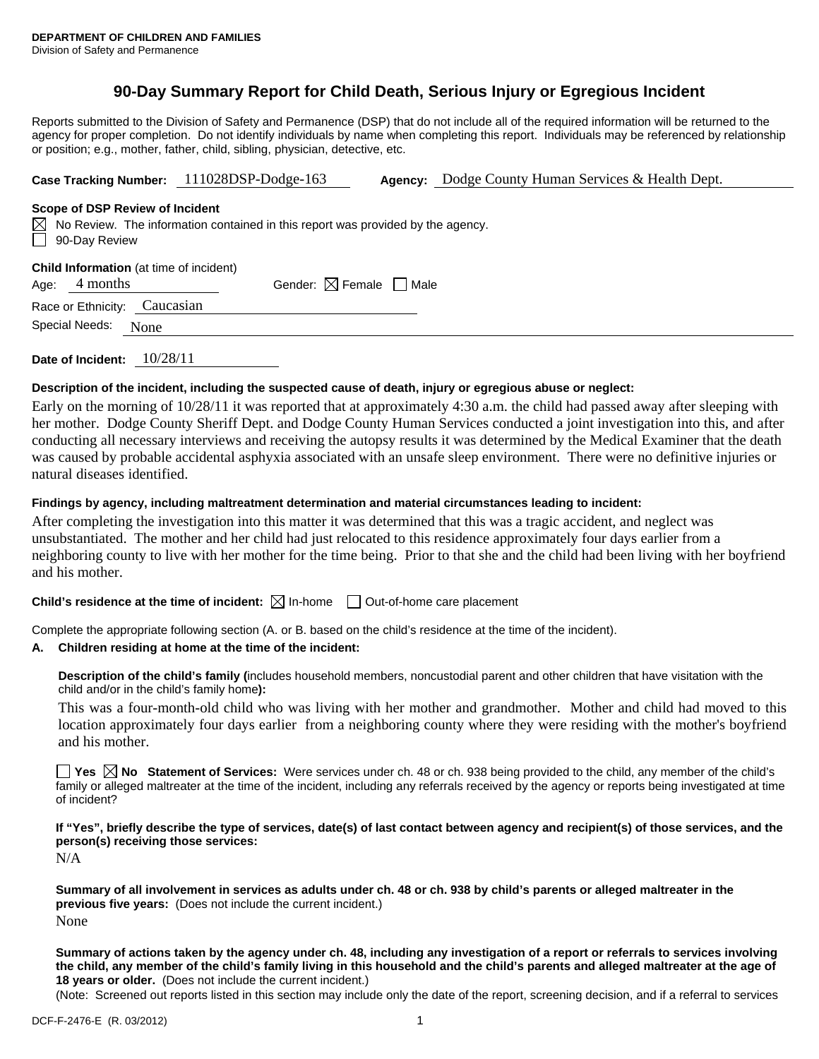**DEPARTMENT OF CHILDREN AND FAMILIES**
Division of Safety and Permanence

# 90-Day Summary Report for Child Death, Serious Injury or Egregious Incident

Reports submitted to the Division of Safety and Permanence (DSP) that do not include all of the required information will be returned to the agency for proper completion. Do not identify individuals by name when completing this report. Individuals may be referenced by relationship or position; e.g., mother, father, child, sibling, physician, detective, etc.

**Case Tracking Number:** 111028DSP-Dodge-163 **Agency:** Dodge County Human Services & Health Dept.

**Scope of DSP Review of Incident**

☒ No Review. The information contained in this report was provided by the agency.
☐ 90-Day Review

**Child Information** (at time of incident)

Age: 4 months Gender: ☒ Female ☐ Male

Race or Ethnicity: Caucasian

Special Needs: None

**Date of Incident:** 10/28/11

**Description of the incident, including the suspected cause of death, injury or egregious abuse or neglect:**

Early on the morning of 10/28/11 it was reported that at approximately 4:30 a.m. the child had passed away after sleeping with her mother. Dodge County Sheriff Dept. and Dodge County Human Services conducted a joint investigation into this, and after conducting all necessary interviews and receiving the autopsy results it was determined by the Medical Examiner that the death was caused by probable accidental asphyxia associated with an unsafe sleep environment. There were no definitive injuries or natural diseases identified.

**Findings by agency, including maltreatment determination and material circumstances leading to incident:**

After completing the investigation into this matter it was determined that this was a tragic accident, and neglect was unsubstantiated. The mother and her child had just relocated to this residence approximately four days earlier from a neighboring county to live with her mother for the time being. Prior to that she and the child had been living with her boyfriend and his mother.

**Child's residence at the time of incident:** ☒ In-home ☐ Out-of-home care placement

Complete the appropriate following section (A. or B. based on the child's residence at the time of the incident).

**A. Children residing at home at the time of the incident:**

**Description of the child's family (**includes household members, noncustodial parent and other children that have visitation with the child and/or in the child's family home**):**

This was a four-month-old child who was living with her mother and grandmother. Mother and child had moved to this location approximately four days earlier from a neighboring county where they were residing with the mother's boyfriend and his mother.

☐ **Yes** ☒ **No Statement of Services:** Were services under ch. 48 or ch. 938 being provided to the child, any member of the child's family or alleged maltreater at the time of the incident, including any referrals received by the agency or reports being investigated at time of incident?

**If "Yes", briefly describe the type of services, date(s) of last contact between agency and recipient(s) of those services, and the person(s) receiving those services:**

N/A

**Summary of all involvement in services as adults under ch. 48 or ch. 938 by child's parents or alleged maltreater in the previous five years:** (Does not include the current incident.)

None

**Summary of actions taken by the agency under ch. 48, including any investigation of a report or referrals to services involving the child, any member of the child's family living in this household and the child's parents and alleged maltreater at the age of 18 years or older.** (Does not include the current incident.)

(Note: Screened out reports listed in this section may include only the date of the report, screening decision, and if a referral to services

DCF-F-2476-E (R. 03/2012)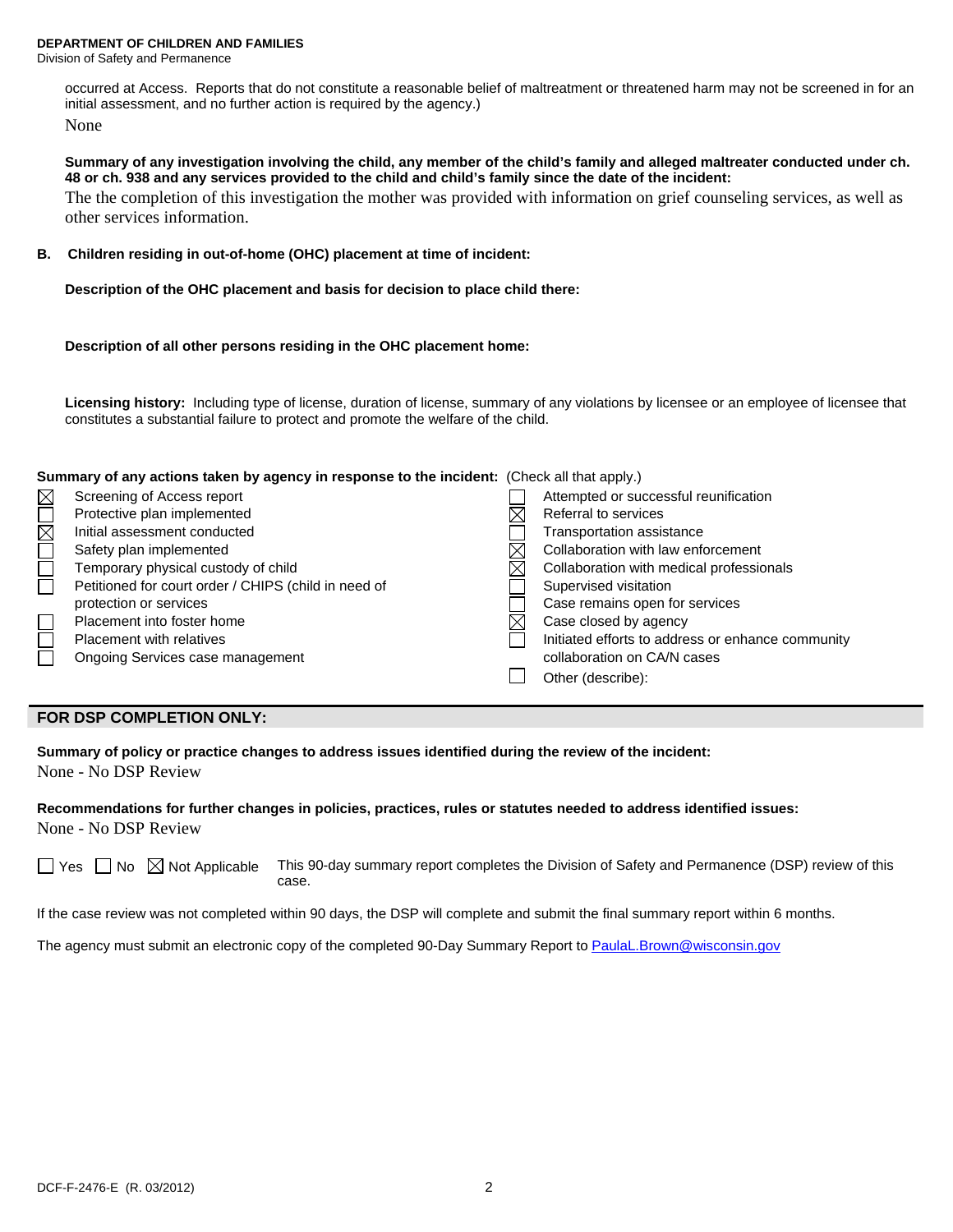occurred at Access. Reports that do not constitute a reasonable belief of maltreatment or threatened harm may not be screened in for an initial assessment, and no further action is required by the agency.)

None

**Summary of any investigation involving the child, any member of the child's family and alleged maltreater conducted under ch. 48 or ch. 938 and any services provided to the child and child's family since the date of the incident:**

The the completion of this investigation the mother was provided with information on grief counseling services, as well as other services information.

**B. Children residing in out-of-home (OHC) placement at time of incident:**

**Description of the OHC placement and basis for decision to place child there:**

**Description of all other persons residing in the OHC placement home:**

**Licensing history:** Including type of license, duration of license, summary of any violations by licensee or an employee of licensee that constitutes a substantial failure to protect and promote the welfare of the child.

**Summary of any actions taken by agency in response to the incident:** (Check all that apply.)

- ☒ Screening of Access report
- ☐ Protective plan implemented
- ☒ Initial assessment conducted
- ☐ Safety plan implemented
- ☐ Temporary physical custody of child
- ☐ Petitioned for court order / CHIPS (child in need of protection or services
- ☐ Placement into foster home
- ☐ Placement with relatives
- ☐ Ongoing Services case management
- ☐ Attempted or successful reunification
- ☒ Referral to services
- ☐ Transportation assistance
- ☒ Collaboration with law enforcement
- ☒ Collaboration with medical professionals
- ☐ Supervised visitation
- ☐ Case remains open for services
- ☒ Case closed by agency
- ☐ Initiated efforts to address or enhance community collaboration on CA/N cases
- ☐ Other (describe):

## FOR DSP COMPLETION ONLY:

**Summary of policy or practice changes to address issues identified during the review of the incident:**

None - No DSP Review

**Recommendations for further changes in policies, practices, rules or statutes needed to address identified issues:**

None - No DSP Review

☐ Yes ☐ No ☒ Not Applicable This 90-day summary report completes the Division of Safety and Permanence (DSP) review of this case.

If the case review was not completed within 90 days, the DSP will complete and submit the final summary report within 6 months.

The agency must submit an electronic copy of the completed 90-Day Summary Report to PaulaL.Brown@wisconsin.gov